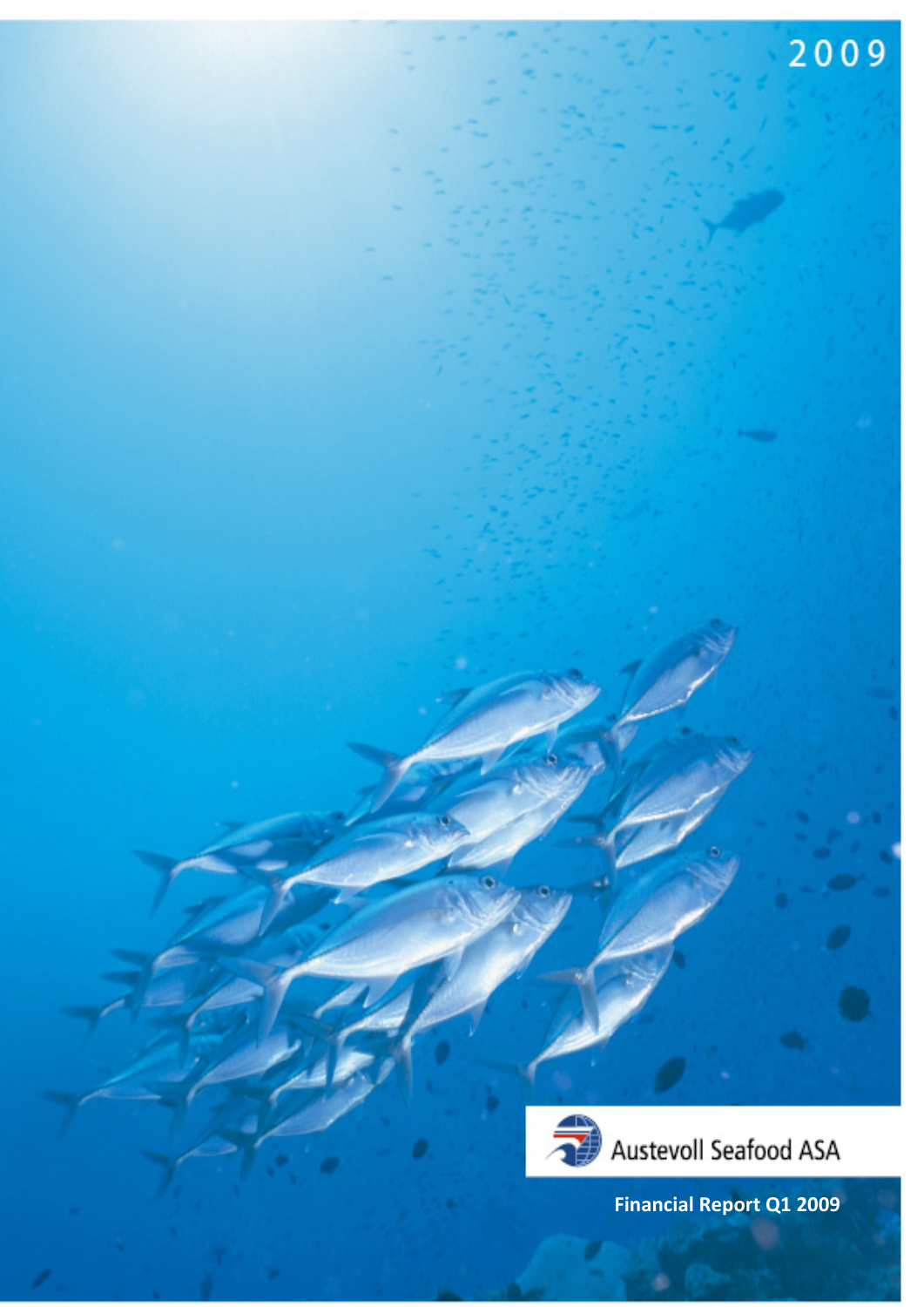2009

Austevoll Seafood ASA

**Financial Report Q1 2009**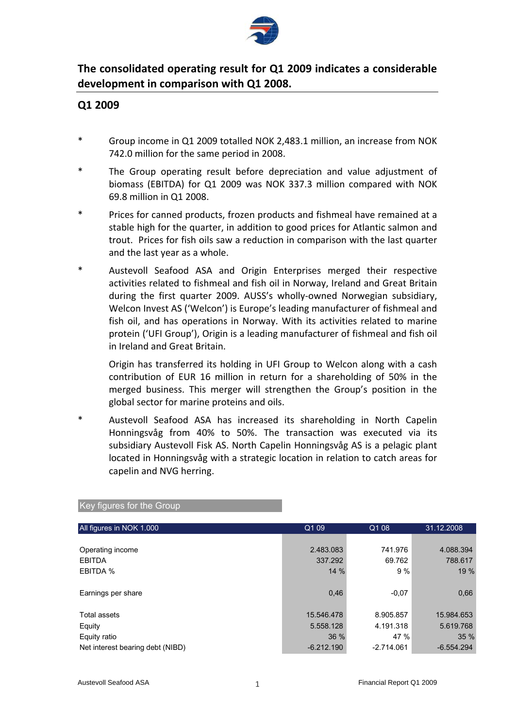## The consolidated operating result for Q1 2009 indicates a considerable development in comparison with Q1 2008.

## Q1 2009

* Group income in Q1 2009 totalled NOK 2,483.1 million, an increase from NOK 742.0 million for the same period in 2008.

* The Group operating result before depreciation and value adjustment of biomass (EBITDA) for Q1 2009 was NOK 337.3 million compared with NOK 69.8 million in Q1 2008.

* Prices for canned products, frozen products and fishmeal have remained at a stable high for the quarter, in addition to good prices for Atlantic salmon and trout. Prices for fish oils saw a reduction in comparison with the last quarter and the last year as a whole.

* Austevoll Seafood ASA and Origin Enterprises merged their respective activities related to fishmeal and fish oil in Norway, Ireland and Great Britain during the first quarter 2009. AUSS's wholly-owned Norwegian subsidiary, Welcon Invest AS ('Welcon') is Europe's leading manufacturer of fishmeal and fish oil, and has operations in Norway. With its activities related to marine protein ('UFI Group'), Origin is a leading manufacturer of fishmeal and fish oil in Ireland and Great Britain.

  Origin has transferred its holding in UFI Group to Welcon along with a cash contribution of EUR 16 million in return for a shareholding of 50% in the merged business. This merger will strengthen the Group's position in the global sector for marine proteins and oils.

* Austevoll Seafood ASA has increased its shareholding in North Capelin Honningsvåg from 40% to 50%. The transaction was executed via its subsidiary Austevoll Fisk AS. North Capelin Honningsvåg AS is a pelagic plant located in Honningsvåg with a strategic location in relation to catch areas for capelin and NVG herring.

### Key figures for the Group

| All figures in NOK 1.000 | Q1 09 | Q1 08 | 31.12.2008 |
|---|---|---|---|
| Operating income | 2.483.083 | 741.976 | 4.088.394 |
| EBITDA | 337.292 | 69.762 | 788.617 |
| EBITDA % | 14 % | 9 % | 19 % |
| Earnings per share | 0,46 | -0,07 | 0,66 |
| Total assets | 15.546.478 | 8.905.857 | 15.984.653 |
| Equity | 5.558.128 | 4.191.318 | 5.619.768 |
| Equity ratio | 36 % | 47 % | 35 % |
| Net interest bearing debt (NIBD) | -6.212.190 | -2.714.061 | -6.554.294 |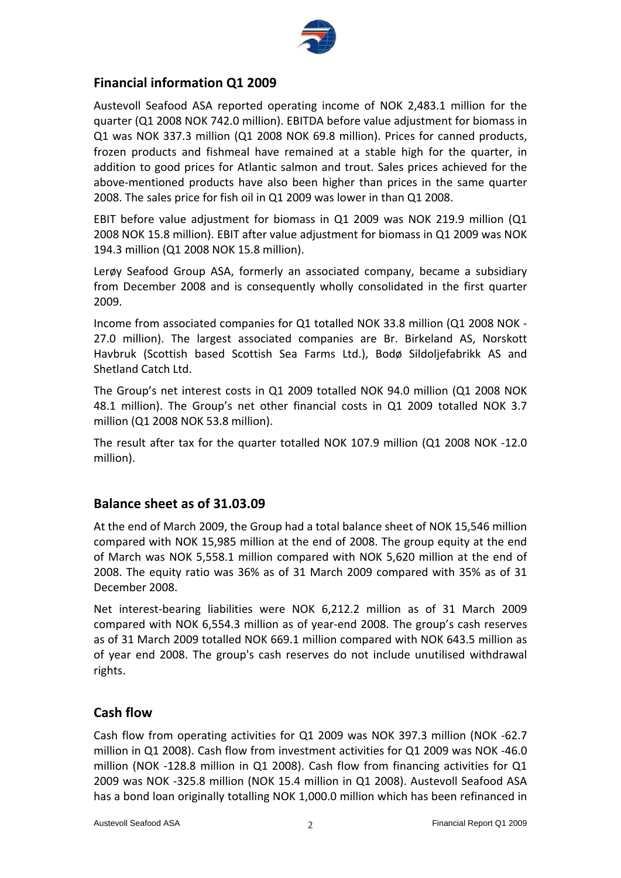## Financial information Q1 2009

Austevoll Seafood ASA reported operating income of NOK 2,483.1 million for the quarter (Q1 2008 NOK 742.0 million). EBITDA before value adjustment for biomass in Q1 was NOK 337.3 million (Q1 2008 NOK 69.8 million). Prices for canned products, frozen products and fishmeal have remained at a stable high for the quarter, in addition to good prices for Atlantic salmon and trout. Sales prices achieved for the above-mentioned products have also been higher than prices in the same quarter 2008. The sales price for fish oil in Q1 2009 was lower in than Q1 2008.

EBIT before value adjustment for biomass in Q1 2009 was NOK 219.9 million (Q1 2008 NOK 15.8 million). EBIT after value adjustment for biomass in Q1 2009 was NOK 194.3 million (Q1 2008 NOK 15.8 million).

Lerøy Seafood Group ASA, formerly an associated company, became a subsidiary from December 2008 and is consequently wholly consolidated in the first quarter 2009.

Income from associated companies for Q1 totalled NOK 33.8 million (Q1 2008 NOK -27.0 million). The largest associated companies are Br. Birkeland AS, Norskott Havbruk (Scottish based Scottish Sea Farms Ltd.), Bodø Sildoljefabrikk AS and Shetland Catch Ltd.

The Group's net interest costs in Q1 2009 totalled NOK 94.0 million (Q1 2008 NOK 48.1 million). The Group's net other financial costs in Q1 2009 totalled NOK 3.7 million (Q1 2008 NOK 53.8 million).

The result after tax for the quarter totalled NOK 107.9 million (Q1 2008 NOK -12.0 million).

## Balance sheet as of 31.03.09

At the end of March 2009, the Group had a total balance sheet of NOK 15,546 million compared with NOK 15,985 million at the end of 2008. The group equity at the end of March was NOK 5,558.1 million compared with NOK 5,620 million at the end of 2008. The equity ratio was 36% as of 31 March 2009 compared with 35% as of 31 December 2008.

Net interest-bearing liabilities were NOK 6,212.2 million as of 31 March 2009 compared with NOK 6,554.3 million as of year-end 2008. The group's cash reserves as of 31 March 2009 totalled NOK 669.1 million compared with NOK 643.5 million as of year end 2008. The group's cash reserves do not include unutilised withdrawal rights.

## Cash flow

Cash flow from operating activities for Q1 2009 was NOK 397.3 million (NOK -62.7 million in Q1 2008). Cash flow from investment activities for Q1 2009 was NOK -46.0 million (NOK -128.8 million in Q1 2008). Cash flow from financing activities for Q1 2009 was NOK -325.8 million (NOK 15.4 million in Q1 2008). Austevoll Seafood ASA has a bond loan originally totalling NOK 1,000.0 million which has been refinanced in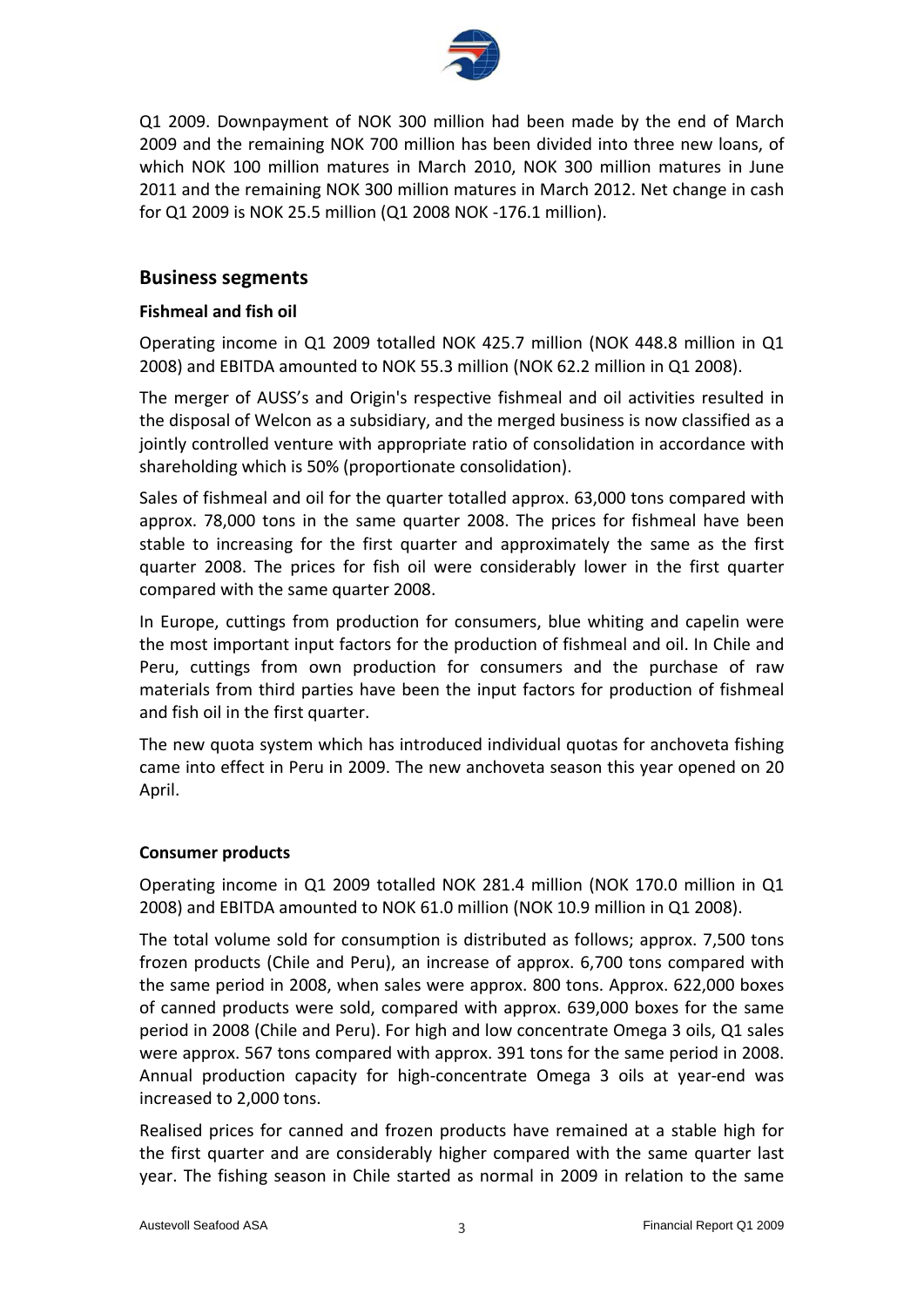Q1 2009. Downpayment of NOK 300 million had been made by the end of March 2009 and the remaining NOK 700 million has been divided into three new loans, of which NOK 100 million matures in March 2010, NOK 300 million matures in June 2011 and the remaining NOK 300 million matures in March 2012. Net change in cash for Q1 2009 is NOK 25.5 million (Q1 2008 NOK -176.1 million).

## Business segments

### Fishmeal and fish oil

Operating income in Q1 2009 totalled NOK 425.7 million (NOK 448.8 million in Q1 2008) and EBITDA amounted to NOK 55.3 million (NOK 62.2 million in Q1 2008).

The merger of AUSS's and Origin's respective fishmeal and oil activities resulted in the disposal of Welcon as a subsidiary, and the merged business is now classified as a jointly controlled venture with appropriate ratio of consolidation in accordance with shareholding which is 50% (proportionate consolidation).

Sales of fishmeal and oil for the quarter totalled approx. 63,000 tons compared with approx. 78,000 tons in the same quarter 2008. The prices for fishmeal have been stable to increasing for the first quarter and approximately the same as the first quarter 2008. The prices for fish oil were considerably lower in the first quarter compared with the same quarter 2008.

In Europe, cuttings from production for consumers, blue whiting and capelin were the most important input factors for the production of fishmeal and oil. In Chile and Peru, cuttings from own production for consumers and the purchase of raw materials from third parties have been the input factors for production of fishmeal and fish oil in the first quarter.

The new quota system which has introduced individual quotas for anchoveta fishing came into effect in Peru in 2009. The new anchoveta season this year opened on 20 April.

### Consumer products

Operating income in Q1 2009 totalled NOK 281.4 million (NOK 170.0 million in Q1 2008) and EBITDA amounted to NOK 61.0 million (NOK 10.9 million in Q1 2008).

The total volume sold for consumption is distributed as follows; approx. 7,500 tons frozen products (Chile and Peru), an increase of approx. 6,700 tons compared with the same period in 2008, when sales were approx. 800 tons. Approx. 622,000 boxes of canned products were sold, compared with approx. 639,000 boxes for the same period in 2008 (Chile and Peru). For high and low concentrate Omega 3 oils, Q1 sales were approx. 567 tons compared with approx. 391 tons for the same period in 2008. Annual production capacity for high-concentrate Omega 3 oils at year-end was increased to 2,000 tons.

Realised prices for canned and frozen products have remained at a stable high for the first quarter and are considerably higher compared with the same quarter last year. The fishing season in Chile started as normal in 2009 in relation to the same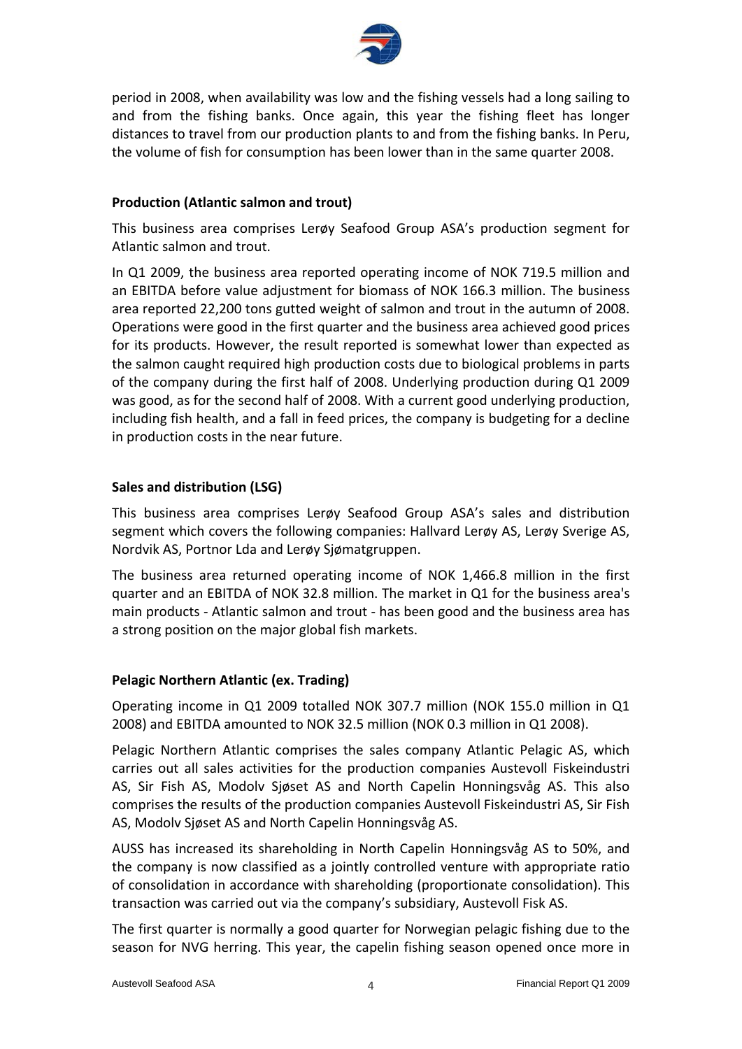period in 2008, when availability was low and the fishing vessels had a long sailing to and from the fishing banks. Once again, this year the fishing fleet has longer distances to travel from our production plants to and from the fishing banks. In Peru, the volume of fish for consumption has been lower than in the same quarter 2008.

**Production (Atlantic salmon and trout)**

This business area comprises Lerøy Seafood Group ASA's production segment for Atlantic salmon and trout.

In Q1 2009, the business area reported operating income of NOK 719.5 million and an EBITDA before value adjustment for biomass of NOK 166.3 million. The business area reported 22,200 tons gutted weight of salmon and trout in the autumn of 2008. Operations were good in the first quarter and the business area achieved good prices for its products. However, the result reported is somewhat lower than expected as the salmon caught required high production costs due to biological problems in parts of the company during the first half of 2008. Underlying production during Q1 2009 was good, as for the second half of 2008. With a current good underlying production, including fish health, and a fall in feed prices, the company is budgeting for a decline in production costs in the near future.

**Sales and distribution (LSG)**

This business area comprises Lerøy Seafood Group ASA's sales and distribution segment which covers the following companies: Hallvard Lerøy AS, Lerøy Sverige AS, Nordvik AS, Portnor Lda and Lerøy Sjømatgruppen.

The business area returned operating income of NOK 1,466.8 million in the first quarter and an EBITDA of NOK 32.8 million. The market in Q1 for the business area's main products - Atlantic salmon and trout - has been good and the business area has a strong position on the major global fish markets.

**Pelagic Northern Atlantic (ex. Trading)**

Operating income in Q1 2009 totalled NOK 307.7 million (NOK 155.0 million in Q1 2008) and EBITDA amounted to NOK 32.5 million (NOK 0.3 million in Q1 2008).

Pelagic Northern Atlantic comprises the sales company Atlantic Pelagic AS, which carries out all sales activities for the production companies Austevoll Fiskeindustri AS, Sir Fish AS, Modolv Sjøset AS and North Capelin Honningsvåg AS. This also comprises the results of the production companies Austevoll Fiskeindustri AS, Sir Fish AS, Modolv Sjøset AS and North Capelin Honningsvåg AS.

AUSS has increased its shareholding in North Capelin Honningsvåg AS to 50%, and the company is now classified as a jointly controlled venture with appropriate ratio of consolidation in accordance with shareholding (proportionate consolidation). This transaction was carried out via the company's subsidiary, Austevoll Fisk AS.

The first quarter is normally a good quarter for Norwegian pelagic fishing due to the season for NVG herring. This year, the capelin fishing season opened once more in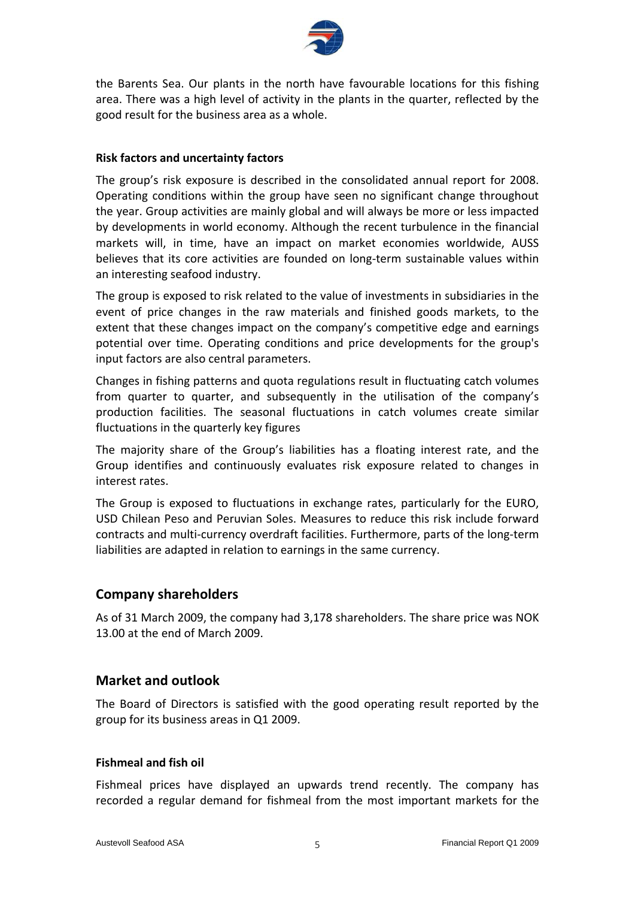the Barents Sea. Our plants in the north have favourable locations for this fishing area. There was a high level of activity in the plants in the quarter, reflected by the good result for the business area as a whole.

### Risk factors and uncertainty factors

The group's risk exposure is described in the consolidated annual report for 2008. Operating conditions within the group have seen no significant change throughout the year. Group activities are mainly global and will always be more or less impacted by developments in world economy. Although the recent turbulence in the financial markets will, in time, have an impact on market economies worldwide, AUSS believes that its core activities are founded on long-term sustainable values within an interesting seafood industry.

The group is exposed to risk related to the value of investments in subsidiaries in the event of price changes in the raw materials and finished goods markets, to the extent that these changes impact on the company's competitive edge and earnings potential over time. Operating conditions and price developments for the group's input factors are also central parameters.

Changes in fishing patterns and quota regulations result in fluctuating catch volumes from quarter to quarter, and subsequently in the utilisation of the company's production facilities. The seasonal fluctuations in catch volumes create similar fluctuations in the quarterly key figures

The majority share of the Group's liabilities has a floating interest rate, and the Group identifies and continuously evaluates risk exposure related to changes in interest rates.

The Group is exposed to fluctuations in exchange rates, particularly for the EURO, USD Chilean Peso and Peruvian Soles. Measures to reduce this risk include forward contracts and multi-currency overdraft facilities. Furthermore, parts of the long-term liabilities are adapted in relation to earnings in the same currency.

## Company shareholders

As of 31 March 2009, the company had 3,178 shareholders. The share price was NOK 13.00 at the end of March 2009.

## Market and outlook

The Board of Directors is satisfied with the good operating result reported by the group for its business areas in Q1 2009.

### Fishmeal and fish oil

Fishmeal prices have displayed an upwards trend recently. The company has recorded a regular demand for fishmeal from the most important markets for the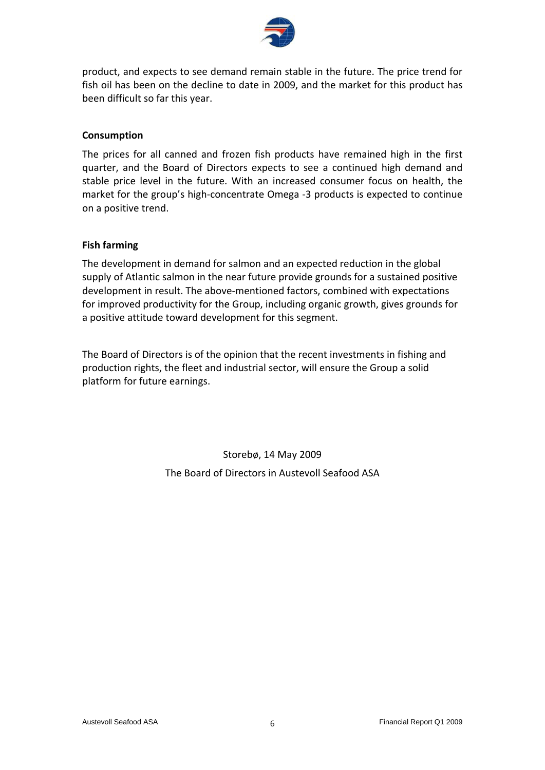product, and expects to see demand remain stable in the future. The price trend for fish oil has been on the decline to date in 2009, and the market for this product has been difficult so far this year.

**Consumption**

The prices for all canned and frozen fish products have remained high in the first quarter, and the Board of Directors expects to see a continued high demand and stable price level in the future. With an increased consumer focus on health, the market for the group's high-concentrate Omega -3 products is expected to continue on a positive trend.

**Fish farming**

The development in demand for salmon and an expected reduction in the global supply of Atlantic salmon in the near future provide grounds for a sustained positive development in result. The above-mentioned factors, combined with expectations for improved productivity for the Group, including organic growth, gives grounds for a positive attitude toward development for this segment.

The Board of Directors is of the opinion that the recent investments in fishing and production rights, the fleet and industrial sector, will ensure the Group a solid platform for future earnings.

Storebø, 14 May 2009

The Board of Directors in Austevoll Seafood ASA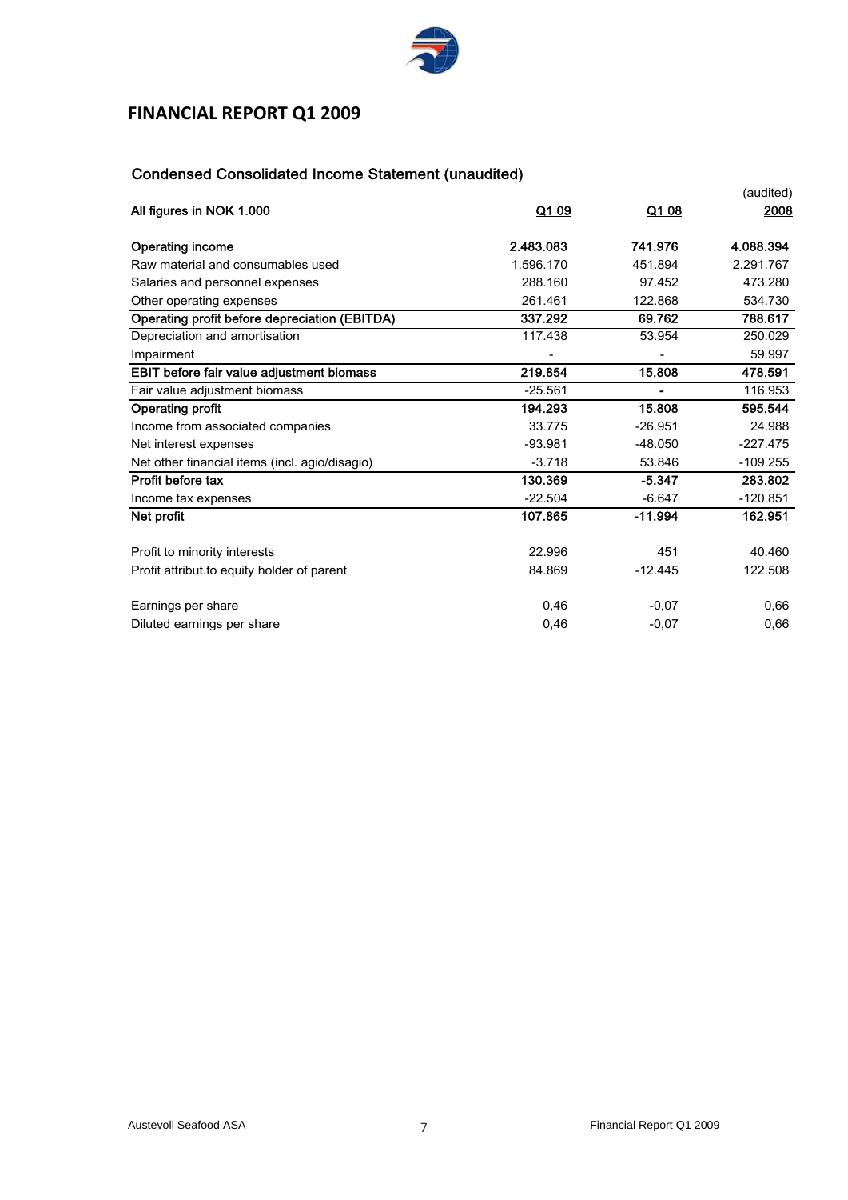# FINANCIAL REPORT Q1 2009

## Condensed Consolidated Income Statement (unaudited)

| All figures in NOK 1.000 | Q1 09 | Q1 08 | (audited) 2008 |
|---|---|---|---|
| **Operating income** | **2.483.083** | **741.976** | **4.088.394** |
| Raw material and consumables used | 1.596.170 | 451.894 | 2.291.767 |
| Salaries and personnel expenses | 288.160 | 97.452 | 473.280 |
| Other operating expenses | 261.461 | 122.868 | 534.730 |
| **Operating profit before depreciation (EBITDA)** | **337.292** | **69.762** | **788.617** |
| Depreciation and amortisation | 117.438 | 53.954 | 250.029 |
| Impairment | - | - | 59.997 |
| **EBIT before fair value adjustment biomass** | **219.854** | **15.808** | **478.591** |
| Fair value adjustment biomass | -25.561 | - | 116.953 |
| **Operating profit** | **194.293** | **15.808** | **595.544** |
| Income from associated companies | 33.775 | -26.951 | 24.988 |
| Net interest expenses | -93.981 | -48.050 | -227.475 |
| Net other financial items (incl. agio/disagio) | -3.718 | 53.846 | -109.255 |
| **Profit before tax** | **130.369** | **-5.347** | **283.802** |
| Income tax expenses | -22.504 | -6.647 | -120.851 |
| **Net profit** | **107.865** | **-11.994** | **162.951** |
| | | | |
| Profit to minority interests | 22.996 | 451 | 40.460 |
| Profit attribut.to equity holder of parent | 84.869 | -12.445 | 122.508 |
| | | | |
| Earnings per share | 0,46 | -0,07 | 0,66 |
| Diluted earnings per share | 0,46 | -0,07 | 0,66 |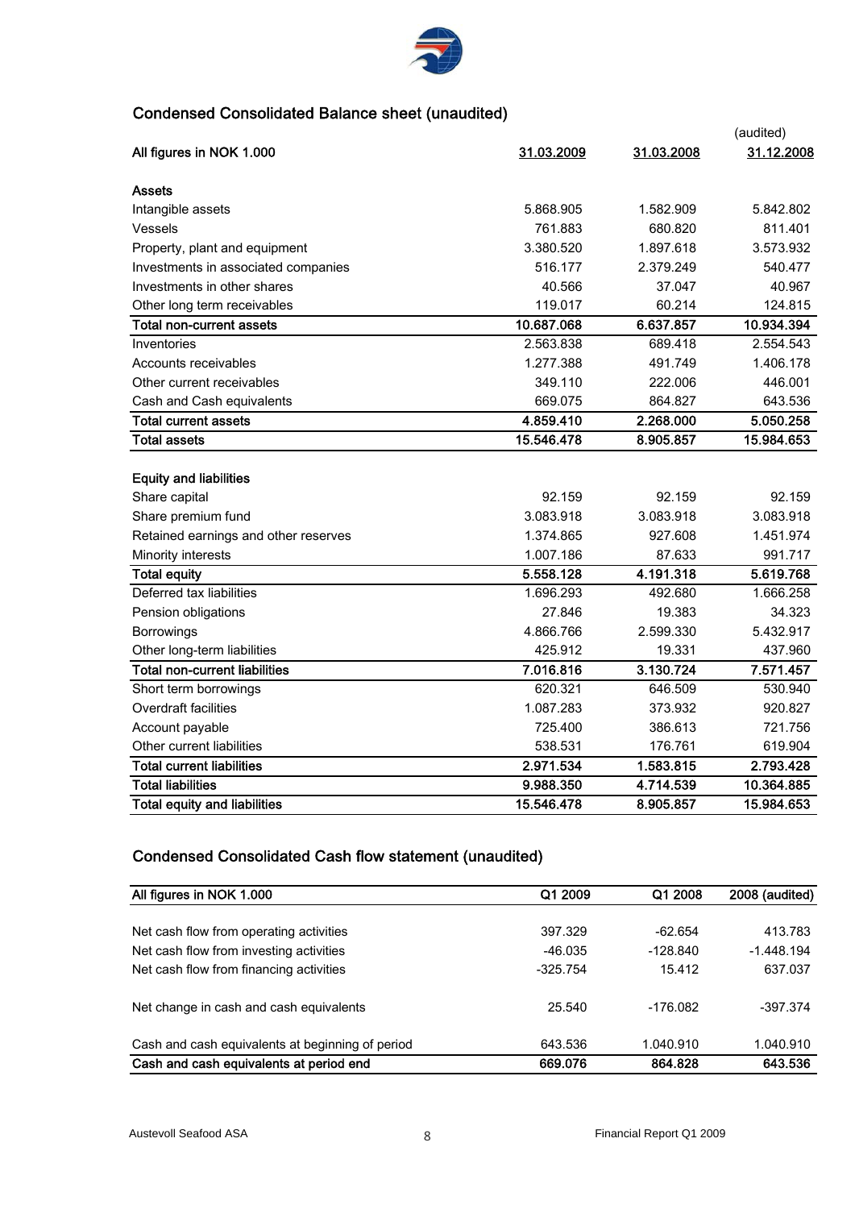## Condensed Consolidated Balance sheet (unaudited)

| All figures in NOK 1.000 | 31.03.2009 | 31.03.2008 | (audited) 31.12.2008 |
|---|---|---|---|
| **Assets** | | | |
| Intangible assets | 5.868.905 | 1.582.909 | 5.842.802 |
| Vessels | 761.883 | 680.820 | 811.401 |
| Property, plant and equipment | 3.380.520 | 1.897.618 | 3.573.932 |
| Investments in associated companies | 516.177 | 2.379.249 | 540.477 |
| Investments in other shares | 40.566 | 37.047 | 40.967 |
| Other long term receivables | 119.017 | 60.214 | 124.815 |
| **Total non-current assets** | **10.687.068** | **6.637.857** | **10.934.394** |
| Inventories | 2.563.838 | 689.418 | 2.554.543 |
| Accounts receivables | 1.277.388 | 491.749 | 1.406.178 |
| Other current receivables | 349.110 | 222.006 | 446.001 |
| Cash and Cash equivalents | 669.075 | 864.827 | 643.536 |
| **Total current assets** | **4.859.410** | **2.268.000** | **5.050.258** |
| **Total assets** | **15.546.478** | **8.905.857** | **15.984.653** |
| | | | |
| **Equity and liabilities** | | | |
| Share capital | 92.159 | 92.159 | 92.159 |
| Share premium fund | 3.083.918 | 3.083.918 | 3.083.918 |
| Retained earnings and other reserves | 1.374.865 | 927.608 | 1.451.974 |
| Minority interests | 1.007.186 | 87.633 | 991.717 |
| **Total equity** | **5.558.128** | **4.191.318** | **5.619.768** |
| Deferred tax liabilities | 1.696.293 | 492.680 | 1.666.258 |
| Pension obligations | 27.846 | 19.383 | 34.323 |
| Borrowings | 4.866.766 | 2.599.330 | 5.432.917 |
| Other long-term liabilities | 425.912 | 19.331 | 437.960 |
| **Total non-current liabilities** | **7.016.816** | **3.130.724** | **7.571.457** |
| Short term borrowings | 620.321 | 646.509 | 530.940 |
| Overdraft facilities | 1.087.283 | 373.932 | 920.827 |
| Account payable | 725.400 | 386.613 | 721.756 |
| Other current liabilities | 538.531 | 176.761 | 619.904 |
| **Total current liabilities** | **2.971.534** | **1.583.815** | **2.793.428** |
| **Total liabilities** | **9.988.350** | **4.714.539** | **10.364.885** |
| **Total equity and liabilities** | **15.546.478** | **8.905.857** | **15.984.653** |

## Condensed Consolidated Cash flow statement (unaudited)

| All figures in NOK 1.000 | Q1 2009 | Q1 2008 | 2008 (audited) |
|---|---|---|---|
| Net cash flow from operating activities | 397.329 | -62.654 | 413.783 |
| Net cash flow from investing activities | -46.035 | -128.840 | -1.448.194 |
| Net cash flow from financing activities | -325.754 | 15.412 | 637.037 |
| | | | |
| Net change in cash and cash equivalents | 25.540 | -176.082 | -397.374 |
| | | | |
| Cash and cash equivalents at beginning of period | 643.536 | 1.040.910 | 1.040.910 |
| **Cash and cash equivalents at period end** | **669.076** | **864.828** | **643.536** |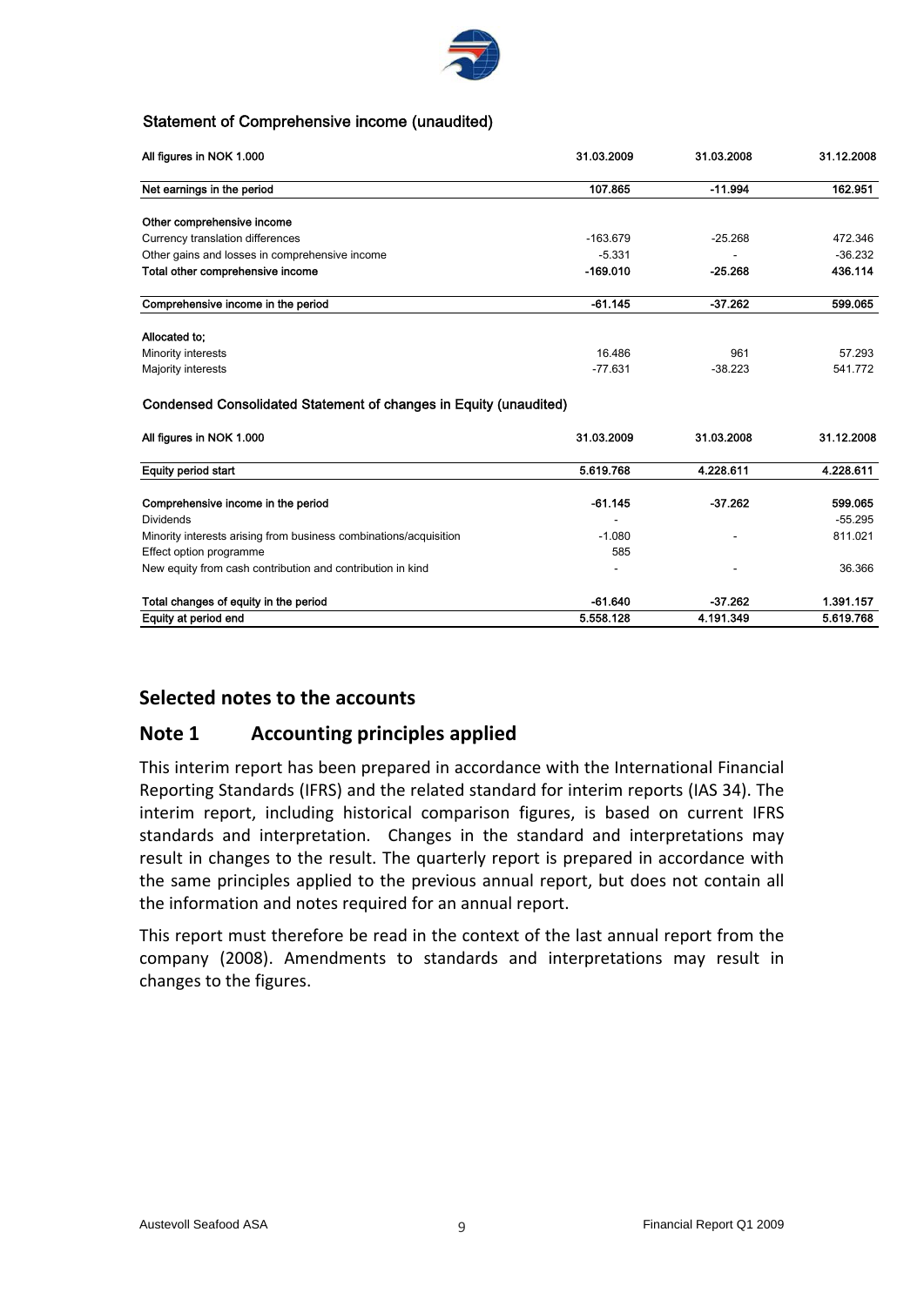### Statement of Comprehensive income (unaudited)

| All figures in NOK 1.000 | 31.03.2009 | 31.03.2008 | 31.12.2008 |
|---|---|---|---|
| **Net earnings in the period** | **107.865** | **-11.994** | **162.951** |
| | | | |
| **Other comprehensive income** | | | |
| Currency translation differences | -163.679 | -25.268 | 472.346 |
| Other gains and losses in comprehensive income | -5.331 | - | -36.232 |
| **Total other comprehensive income** | **-169.010** | **-25.268** | **436.114** |
| | | | |
| **Comprehensive income in the period** | **-61.145** | **-37.262** | **599.065** |
| | | | |
| **Allocated to;** | | | |
| Minority interests | 16.486 | 961 | 57.293 |
| Majority interests | -77.631 | -38.223 | 541.772 |

### Condensed Consolidated Statement of changes in Equity (unaudited)

| All figures in NOK 1.000 | 31.03.2009 | 31.03.2008 | 31.12.2008 |
|---|---|---|---|
| **Equity period start** | **5.619.768** | **4.228.611** | **4.228.611** |
| | | | |
| **Comprehensive income in the period** | **-61.145** | **-37.262** | **599.065** |
| Dividends | - | | -55.295 |
| Minority interests arising from business combinations/acquisition | -1.080 | - | 811.021 |
| Effect option programme | 585 | | |
| New equity from cash contribution and contribution in kind | - | - | 36.366 |
| | | | |
| **Total changes of equity in the period** | **-61.640** | **-37.262** | **1.391.157** |
| **Equity at period end** | **5.558.128** | **4.191.349** | **5.619.768** |

## Selected notes to the accounts

## Note 1 Accounting principles applied

This interim report has been prepared in accordance with the International Financial Reporting Standards (IFRS) and the related standard for interim reports (IAS 34). The interim report, including historical comparison figures, is based on current IFRS standards and interpretation. Changes in the standard and interpretations may result in changes to the result. The quarterly report is prepared in accordance with the same principles applied to the previous annual report, but does not contain all the information and notes required for an annual report.

This report must therefore be read in the context of the last annual report from the company (2008). Amendments to standards and interpretations may result in changes to the figures.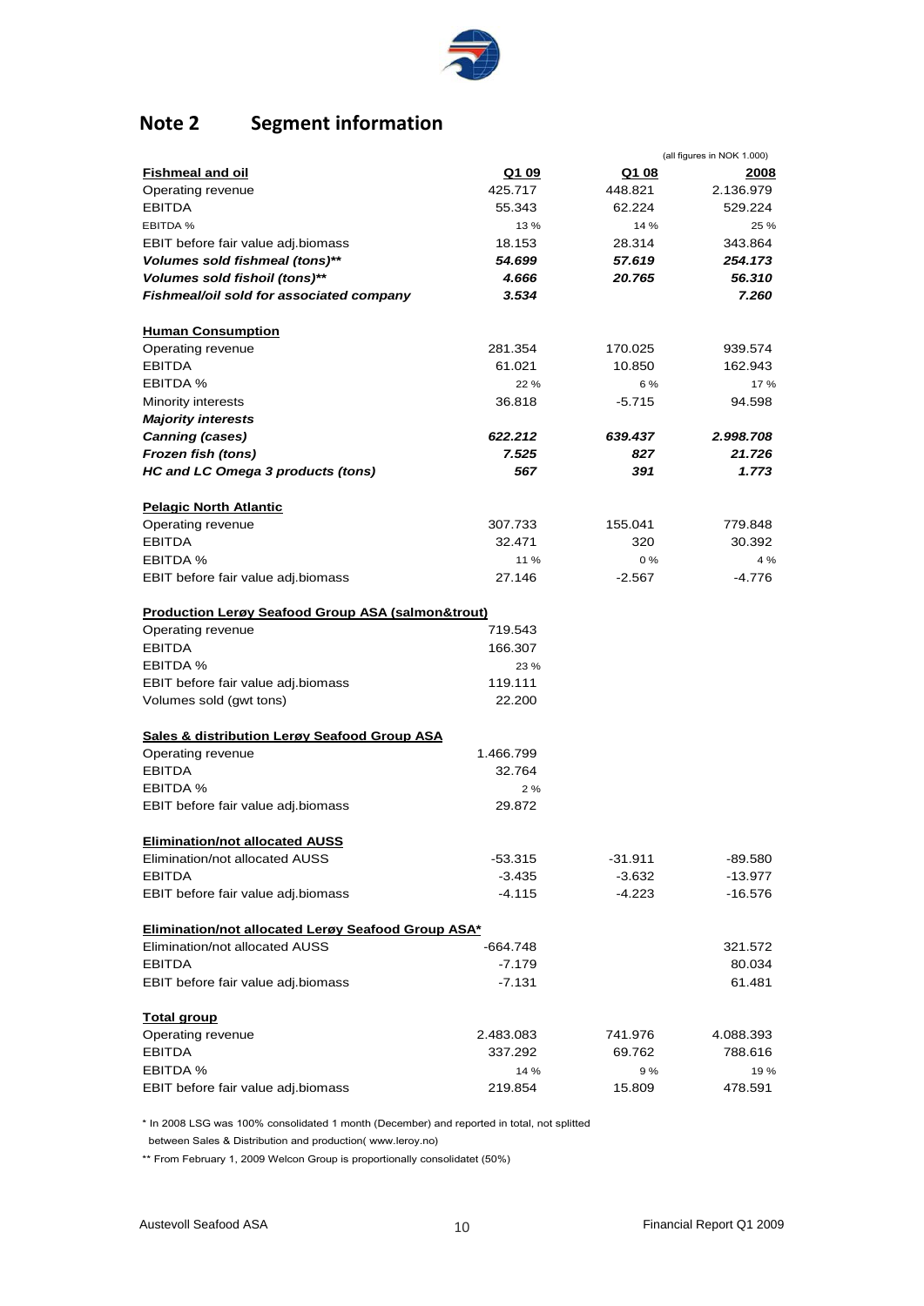## Note 2 Segment information

(all figures in NOK 1.000)

| **Fishmeal and oil** | **Q1 09** | **Q1 08** | **2008** |
|---|---|---|---|
| Operating revenue | 425.717 | 448.821 | 2.136.979 |
| EBITDA | 55.343 | 62.224 | 529.224 |
| EBITDA % | 13 % | 14 % | 25 % |
| EBIT before fair value adj.biomass | 18.153 | 28.314 | 343.864 |
| ***Volumes sold fishmeal (tons)\*\**** | ***54.699*** | ***57.619*** | ***254.173*** |
| ***Volumes sold fishoil (tons)\*\**** | ***4.666*** | ***20.765*** | ***56.310*** |
| ***Fishmeal/oil sold for associated company*** | ***3.534*** | | ***7.260*** |
| | | | |
| **Human Consumption** | | | |
| Operating revenue | 281.354 | 170.025 | 939.574 |
| EBITDA | 61.021 | 10.850 | 162.943 |
| EBITDA % | 22 % | 6 % | 17 % |
| Minority interests | 36.818 | -5.715 | 94.598 |
| ***Majority interests*** | | | |
| ***Canning (cases)*** | ***622.212*** | ***639.437*** | ***2.998.708*** |
| ***Frozen fish (tons)*** | ***7.525*** | ***827*** | ***21.726*** |
| ***HC and LC Omega 3 products (tons)*** | ***567*** | ***391*** | ***1.773*** |
| | | | |
| **Pelagic North Atlantic** | | | |
| Operating revenue | 307.733 | 155.041 | 779.848 |
| EBITDA | 32.471 | 320 | 30.392 |
| EBITDA % | 11 % | 0 % | 4 % |
| EBIT before fair value adj.biomass | 27.146 | -2.567 | -4.776 |
| | | | |
| **Production Lerøy Seafood Group ASA (salmon&trout)** | | | |
| Operating revenue | 719.543 | | |
| EBITDA | 166.307 | | |
| EBITDA % | 23 % | | |
| EBIT before fair value adj.biomass | 119.111 | | |
| Volumes sold (gwt tons) | 22.200 | | |
| | | | |
| **Sales & distribution Lerøy Seafood Group ASA** | | | |
| Operating revenue | 1.466.799 | | |
| EBITDA | 32.764 | | |
| EBITDA % | 2 % | | |
| EBIT before fair value adj.biomass | 29.872 | | |
| | | | |
| **Elimination/not allocated AUSS** | | | |
| Elimination/not allocated AUSS | -53.315 | -31.911 | -89.580 |
| EBITDA | -3.435 | -3.632 | -13.977 |
| EBIT before fair value adj.biomass | -4.115 | -4.223 | -16.576 |
| | | | |
| **Elimination/not allocated Lerøy Seafood Group ASA\*** | | | |
| Elimination/not allocated AUSS | -664.748 | | 321.572 |
| EBITDA | -7.179 | | 80.034 |
| EBIT before fair value adj.biomass | -7.131 | | 61.481 |
| | | | |
| **Total group** | | | |
| Operating revenue | 2.483.083 | 741.976 | 4.088.393 |
| EBITDA | 337.292 | 69.762 | 788.616 |
| EBITDA % | 14 % | 9 % | 19 % |
| EBIT before fair value adj.biomass | 219.854 | 15.809 | 478.591 |

\* In 2008 LSG was 100% consolidated 1 month (December) and reported in total, not splitted between Sales & Distribution and production( www.leroy.no)

\*\* From February 1, 2009 Welcon Group is proportionally consolidatet (50%)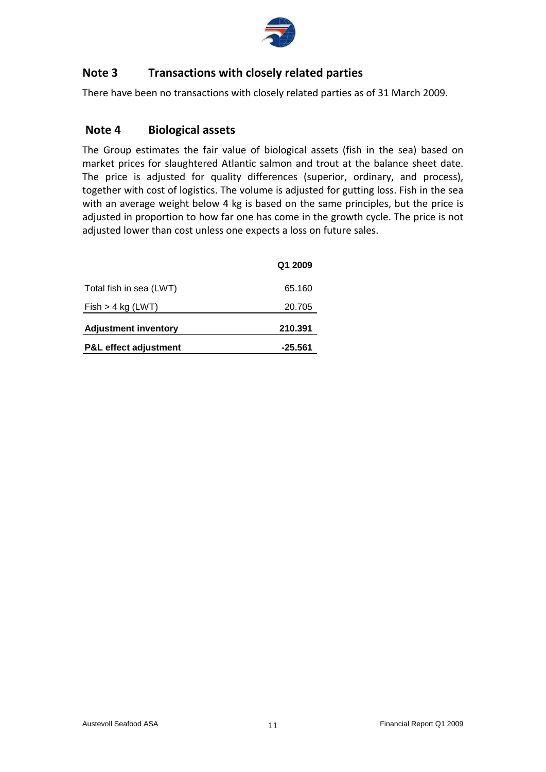## Note 3 Transactions with closely related parties

There have been no transactions with closely related parties as of 31 March 2009.

## Note 4 Biological assets

The Group estimates the fair value of biological assets (fish in the sea) based on market prices for slaughtered Atlantic salmon and trout at the balance sheet date. The price is adjusted for quality differences (superior, ordinary, and process), together with cost of logistics. The volume is adjusted for gutting loss. Fish in the sea with an average weight below 4 kg is based on the same principles, but the price is adjusted in proportion to how far one has come in the growth cycle. The price is not adjusted lower than cost unless one expects a loss on future sales.

| | Q1 2009 |
|---|---|
| Total fish in sea (LWT) | 65.160 |
| Fish > 4 kg (LWT) | 20.705 |
| **Adjustment inventory** | **210.391** |
| **P&L effect adjustment** | **-25.561** |